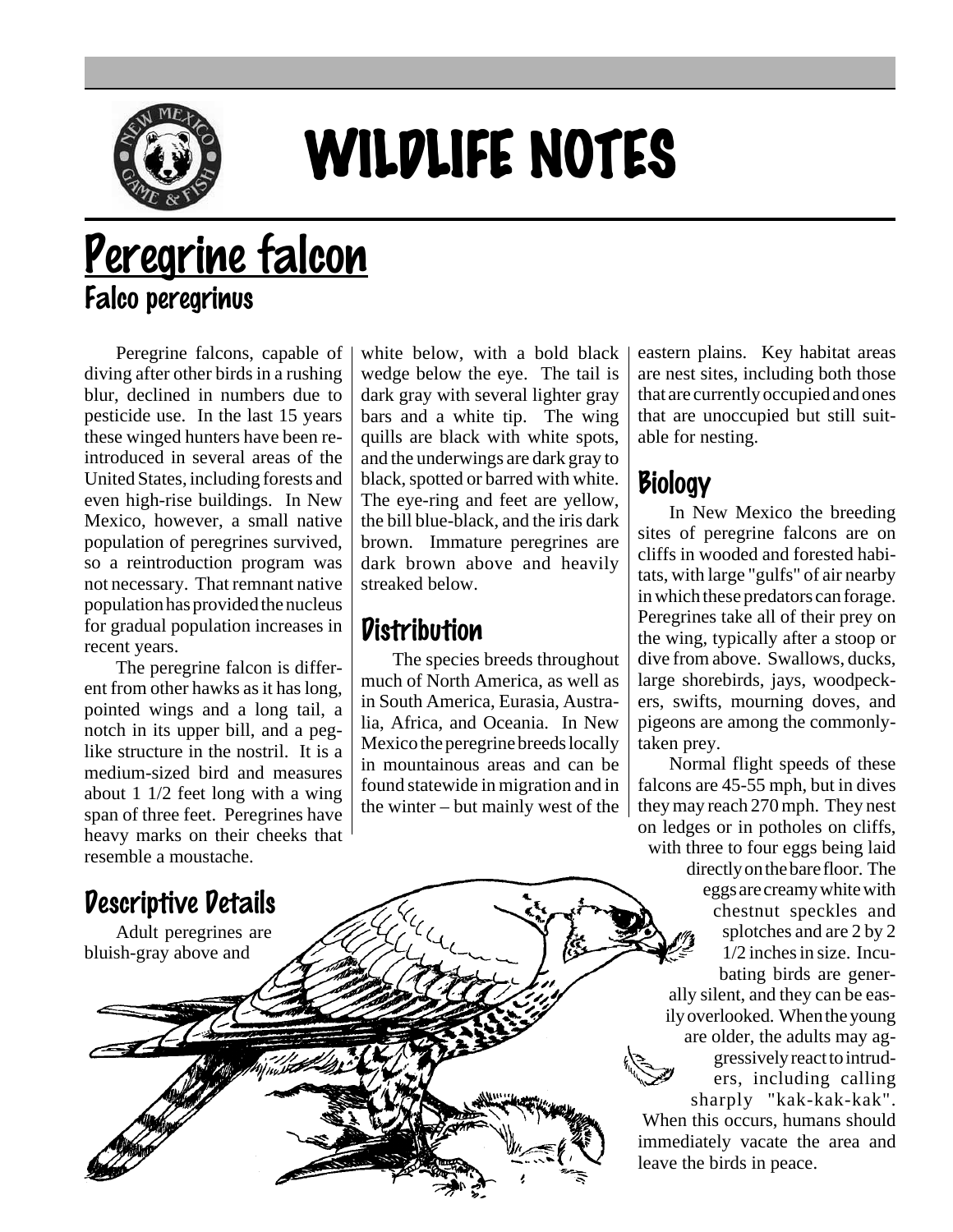# WILDLIFE NOTES

# Peregrine falcon

## Falco peregrinus

Peregrine falcons, capable of diving after other birds in a rushing blur, declined in numbers due to pesticide use. In the last 15 years these winged hunters have been reintroduced in several areas of the United States, including forests and even high-rise buildings. In New Mexico, however, a small native population of peregrines survived, so a reintroduction program was not necessary. That remnant native population has provided the nucleus for gradual population increases in recent years.

The peregrine falcon is different from other hawks as it has long, pointed wings and a long tail, a notch in its upper bill, and a peg-like structure in the nostril. It is a medium-sized bird and measures about 1 1/2 feet long with a wing span of three feet. Peregrines have heavy marks on their cheeks that resemble a moustache.

### Descriptive Details

Adult peregrines are bluish-gray above and white below, with a bold black wedge below the eye. The tail is dark gray with several lighter gray bars and a white tip. The wing quills are black with white spots, and the underwings are dark gray to black, spotted or barred with white. The eye-ring and feet are yellow, the bill blue-black, and the iris dark brown. Immature peregrines are dark brown above and heavily streaked below.

### Distribution

The species breeds throughout much of North America, as well as in South America, Eurasia, Australia, Africa, and Oceania. In New Mexico the peregrine breeds locally in mountainous areas and can be found statewide in migration and in the winter – but mainly west of the eastern plains. Key habitat areas are nest sites, including both those that are currently occupied and ones that are unoccupied but still suitable for nesting.

### Biology

In New Mexico the breeding sites of peregrine falcons are on cliffs in wooded and forested habitats, with large "gulfs" of air nearby in which these predators can forage. Peregrines take all of their prey on the wing, typically after a stoop or dive from above. Swallows, ducks, large shorebirds, jays, woodpeckers, swifts, mourning doves, and pigeons are among the commonly-taken prey.

Normal flight speeds of these falcons are 45-55 mph, but in dives they may reach 270 mph. They nest on ledges or in potholes on cliffs, with three to four eggs being laid directly on the bare floor. The eggs are creamy white with chestnut speckles and splotches and are 2 by 2 1/2 inches in size. Incubating birds are generally silent, and they can be easily overlooked. When the young are older, the adults may aggressively react to intruders, including calling sharply "kak-kak-kak". When this occurs, humans should immediately vacate the area and leave the birds in peace.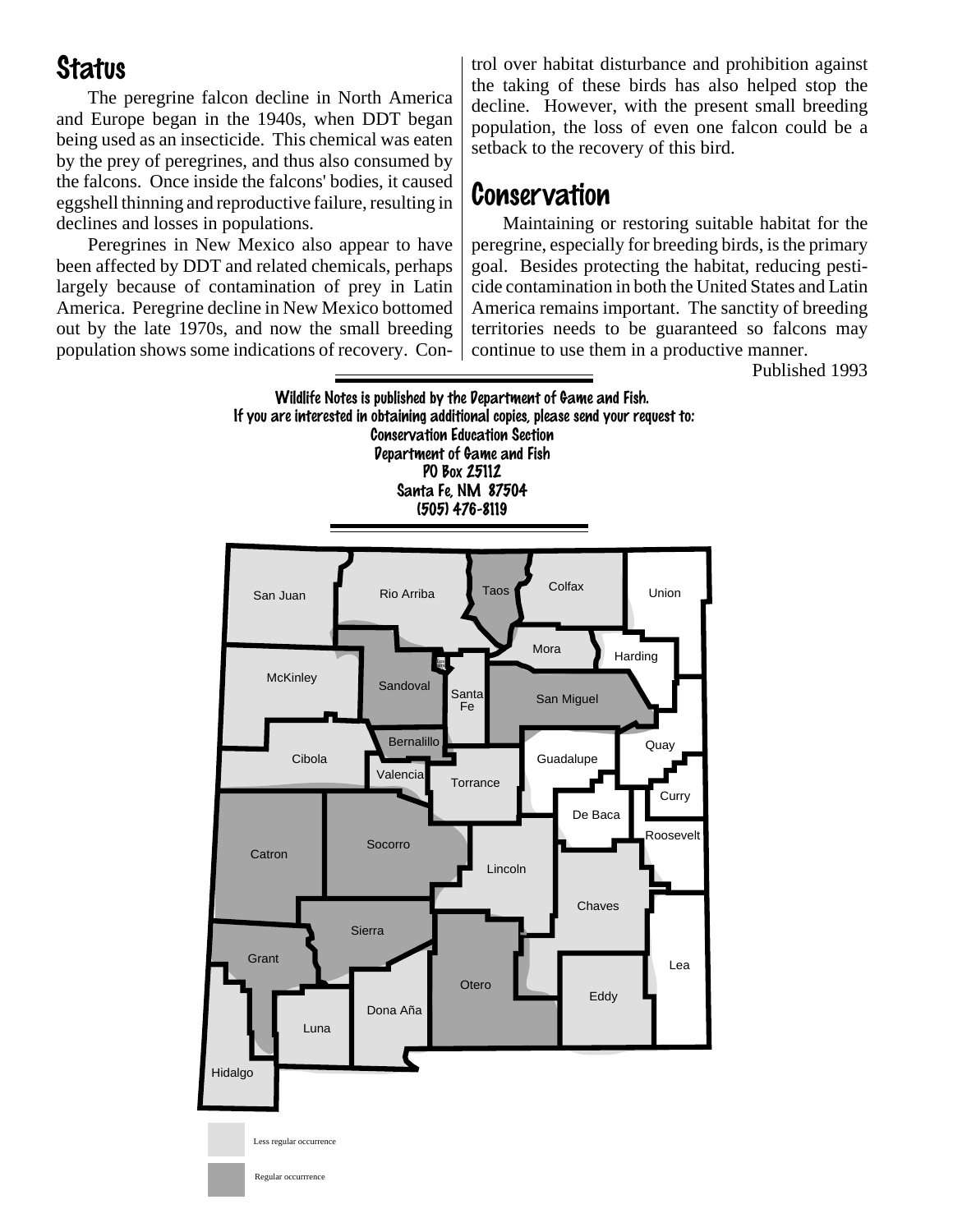## Status

The peregrine falcon decline in North America and Europe began in the 1940s, when DDT began being used as an insecticide. This chemical was eaten by the prey of peregrines, and thus also consumed by the falcons. Once inside the falcons' bodies, it caused eggshell thinning and reproductive failure, resulting in declines and losses in populations.

Peregrines in New Mexico also appear to have been affected by DDT and related chemicals, perhaps largely because of contamination of prey in Latin America. Peregrine decline in New Mexico bottomed out by the late 1970s, and now the small breeding population shows some indications of recovery. Control over habitat disturbance and prohibition against the taking of these birds has also helped stop the decline. However, with the present small breeding population, the loss of even one falcon could be a setback to the recovery of this bird.

## Conservation

Maintaining or restoring suitable habitat for the peregrine, especially for breeding birds, is the primary goal. Besides protecting the habitat, reducing pesticide contamination in both the United States and Latin America remains important. The sanctity of breeding territories needs to be guaranteed so falcons may continue to use them in a productive manner.

Published 1993

---

**Wildlife Notes is published by the Department of Game and Fish.**
**If you are interested in obtaining additional copies, please send your request to:**
**Conservation Education Section**
**Department of Game and Fish**
**PO Box 25112**
**Santa Fe, NM 87504**
**(505) 476-8119**

---

San Juan
Rio Arriba
Taos
Colfax
Union
Mora
Harding
McKinley
Sandoval
Santa Fe
San Miguel
Bernalillo
Quay
Cibola
Valencia
Torrance
Guadalupe
Curry
De Baca
Roosevelt
Catron
Socorro
Lincoln
Chaves
Sierra
Grant
Lea
Otero
Eddy
Dona Aña
Luna
Hidalgo

Less regular occurrence
Regular occurrrence